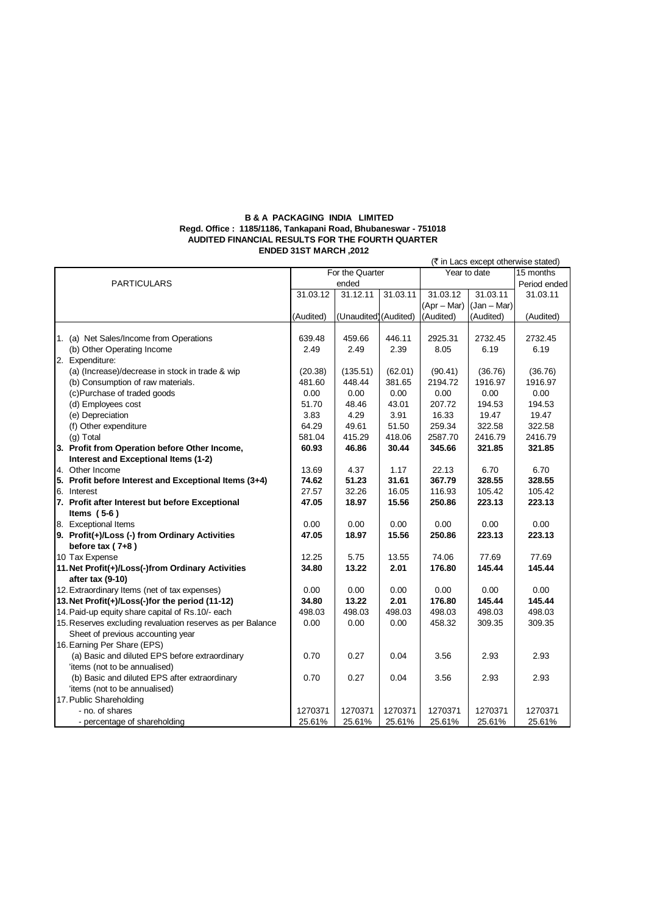**B & A PACKAGING INDIA LIMITED**
**Regd. Office : 1185/1186, Tankapani Road, Bhubaneswar - 751018**
**AUDITED FINANCIAL RESULTS FOR THE FOURTH QUARTER ENDED 31ST MARCH ,2012**

(₹ in Lacs except otherwise stated)

| PARTICULARS | For the Quarter ended | | | Year to date | | 15 months Period ended |
|---|---|---|---|---|---|---|
| | 31.03.12 | 31.12.11 | 31.03.11 | 31.03.12 (Apr – Mar) | 31.03.11 (Jan – Mar) | 31.03.11 |
| | (Audited) | (Unaudited) | (Audited) | (Audited) | (Audited) | (Audited) |
| 1. (a) Net Sales/Income from Operations | 639.48 | 459.66 | 446.11 | 2925.31 | 2732.45 | 2732.45 |
| (b) Other Operating Income | 2.49 | 2.49 | 2.39 | 8.05 | 6.19 | 6.19 |
| 2. Expenditure: | | | | | | |
| (a) (Increase)/decrease in stock in trade & wip | (20.38) | (135.51) | (62.01) | (90.41) | (36.76) | (36.76) |
| (b) Consumption of raw materials. | 481.60 | 448.44 | 381.65 | 2194.72 | 1916.97 | 1916.97 |
| (c)Purchase of traded goods | 0.00 | 0.00 | 0.00 | 0.00 | 0.00 | 0.00 |
| (d) Employees cost | 51.70 | 48.46 | 43.01 | 207.72 | 194.53 | 194.53 |
| (e) Depreciation | 3.83 | 4.29 | 3.91 | 16.33 | 19.47 | 19.47 |
| (f) Other expenditure | 64.29 | 49.61 | 51.50 | 259.34 | 322.58 | 322.58 |
| (g) Total | 581.04 | 415.29 | 418.06 | 2587.70 | 2416.79 | 2416.79 |
| **3. Profit from Operation before Other Income, Interest and Exceptional Items (1-2)** | **60.93** | **46.86** | **30.44** | **345.66** | **321.85** | **321.85** |
| 4. Other Income | 13.69 | 4.37 | 1.17 | 22.13 | 6.70 | 6.70 |
| **5. Profit before Interest and Exceptional Items (3+4)** | **74.62** | **51.23** | **31.61** | **367.79** | **328.55** | **328.55** |
| 6. Interest | 27.57 | 32.26 | 16.05 | 116.93 | 105.42 | 105.42 |
| **7. Profit after Interest but before Exceptional Items ( 5-6 )** | **47.05** | **18.97** | **15.56** | **250.86** | **223.13** | **223.13** |
| 8. Exceptional Items | 0.00 | 0.00 | 0.00 | 0.00 | 0.00 | 0.00 |
| **9. Profit(+)/Loss (-) from Ordinary Activities before tax ( 7+8 )** | **47.05** | **18.97** | **15.56** | **250.86** | **223.13** | **223.13** |
| 10 Tax Expense | 12.25 | 5.75 | 13.55 | 74.06 | 77.69 | 77.69 |
| **11. Net Profit(+)/Loss(-)from Ordinary Activities after tax (9-10)** | **34.80** | **13.22** | **2.01** | **176.80** | **145.44** | **145.44** |
| 12. Extraordinary Items (net of tax expenses) | 0.00 | 0.00 | 0.00 | 0.00 | 0.00 | 0.00 |
| **13. Net Profit(+)/Loss(-)for the period (11-12)** | **34.80** | **13.22** | **2.01** | **176.80** | **145.44** | **145.44** |
| 14. Paid-up equity share capital of Rs.10/- each | 498.03 | 498.03 | 498.03 | 498.03 | 498.03 | 498.03 |
| 15. Reserves excluding revaluation reserves as per Balance Sheet of previous accounting year | 0.00 | 0.00 | 0.00 | 458.32 | 309.35 | 309.35 |
| 16. Earning Per Share (EPS) | | | | | | |
| (a) Basic and diluted EPS before extraordinary 'items (not to be annualised) | 0.70 | 0.27 | 0.04 | 3.56 | 2.93 | 2.93 |
| (b) Basic and diluted EPS after extraordinary 'items (not to be annualised) | 0.70 | 0.27 | 0.04 | 3.56 | 2.93 | 2.93 |
| 17. Public Shareholding | | | | | | |
| - no. of shares | 1270371 | 1270371 | 1270371 | 1270371 | 1270371 | 1270371 |
| - percentage of shareholding | 25.61% | 25.61% | 25.61% | 25.61% | 25.61% | 25.61% |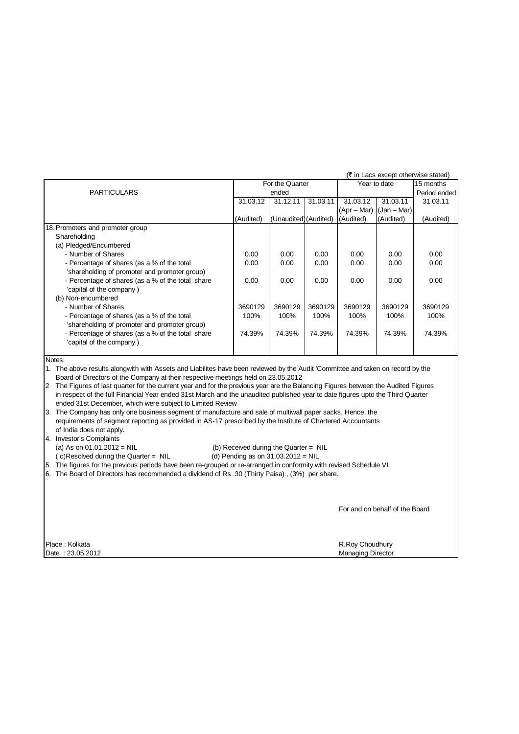(₹ in Lacs except otherwise stated)

| PARTICULARS | For the Quarter ended | | | Year to date | | 15 months Period ended |
|---|---|---|---|---|---|---|
| | 31.03.12 | 31.12.11 | 31.03.11 | 31.03.12 (Apr – Mar) | 31.03.11 (Jan – Mar) | 31.03.11 |
| | (Audited) | (Unaudited) | (Audited) | (Audited) | (Audited) | (Audited) |
| 18. Promoters and promoter group Shareholding | | | | | | |
| (a) Pledged/Encumbered | | | | | | |
| - Number of Shares | 0.00 | 0.00 | 0.00 | 0.00 | 0.00 | 0.00 |
| - Percentage of shares (as a % of the total 'shareholding of promoter and promoter group) | 0.00 | 0.00 | 0.00 | 0.00 | 0.00 | 0.00 |
| - Percentage of shares (as a % of the total share 'capital of the company ) | 0.00 | 0.00 | 0.00 | 0.00 | 0.00 | 0.00 |
| (b) Non-encumbered | | | | | | |
| - Number of Shares | 3690129 | 3690129 | 3690129 | 3690129 | 3690129 | 3690129 |
| - Percentage of shares (as a % of the total 'shareholding of promoter and promoter group) | 100% | 100% | 100% | 100% | 100% | 100% |
| - Percentage of shares (as a % of the total share 'capital of the company ) | 74.39% | 74.39% | 74.39% | 74.39% | 74.39% | 74.39% |

Notes:

1. The above results alongwith with Assets and Liabilites have been reviewed by the Audit 'Committee and taken on record by the Board of Directors of the Company at their respective meetings held on 23.05.2012
2. The Figures of last quarter for the current year and for the previous year are the Balancing Figures between the Audited Figures in respect of the full Financial Year ended 31st March and the unaudited published year to date figures upto the Third Quarter ended 31st December, which were subject to Limited Review
3. The Company has only one business segment of manufacture and sale of multiwall paper sacks. Hence, the requirements of segment reporting as provided in AS-17 prescribed by the Institute of Chartered Accountants of India does not apply.
4. Investor's Complaints
   (a) As on 01.01.2012 = NIL (b) Received during the Quarter = NIL
   ( c)Resolved during the Quarter = NIL (d) Pending as on 31.03.2012 = NIL
5. The figures for the previous periods have been re-grouped or re-arranged in conformity with revised Schedule VI
6. The Board of Directors has recommended a dividend of Rs .30 (Thirty Paisa) , (3%) per share.

For and on behalf of the Board

Place : Kolkata
Date : 23.05.2012

R.Roy Choudhury
Managing Director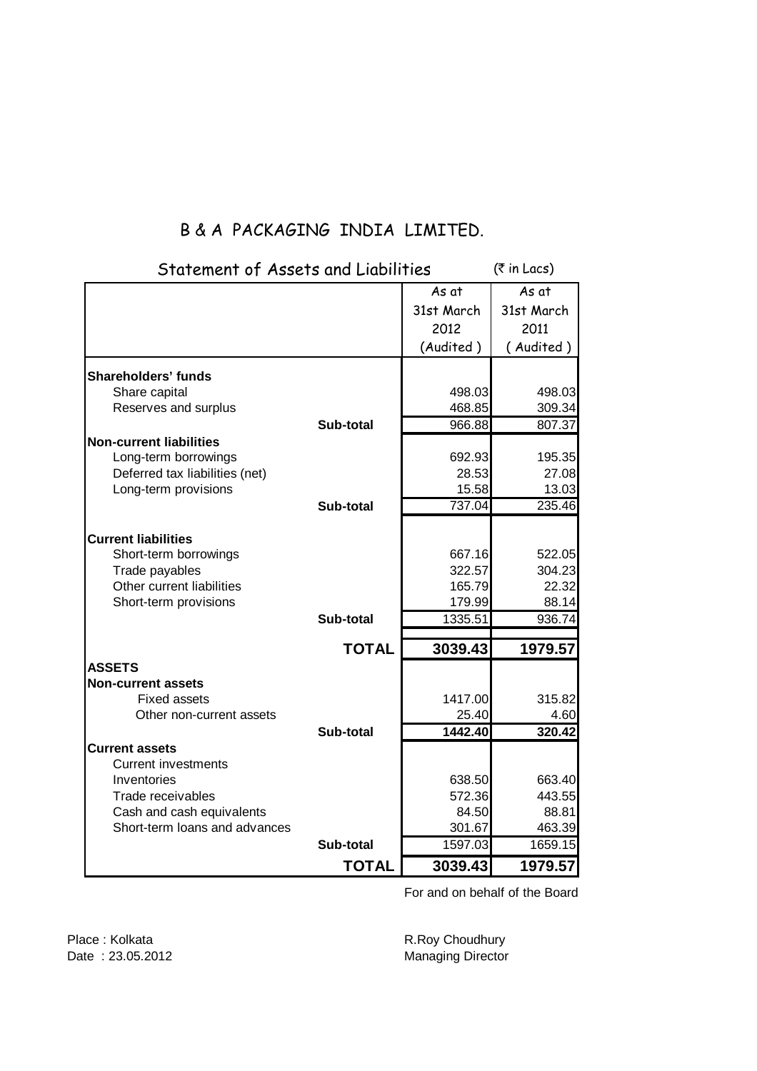# B & A PACKAGING INDIA LIMITED.

## Statement of Assets and Liabilities

(₹ in Lacs)

| | | As at 31st March 2012 (Audited) | As at 31st March 2011 (Audited) |
|---|---|---|---|
| **Shareholders' funds** | | | |
| Share capital | | 498.03 | 498.03 |
| Reserves and surplus | | 468.85 | 309.34 |
| | **Sub-total** | 966.88 | 807.37 |
| **Non-current liabilities** | | | |
| Long-term borrowings | | 692.93 | 195.35 |
| Deferred tax liabilities (net) | | 28.53 | 27.08 |
| Long-term provisions | | 15.58 | 13.03 |
| | **Sub-total** | 737.04 | 235.46 |
| **Current liabilities** | | | |
| Short-term borrowings | | 667.16 | 522.05 |
| Trade payables | | 322.57 | 304.23 |
| Other current liabilities | | 165.79 | 22.32 |
| Short-term provisions | | 179.99 | 88.14 |
| | **Sub-total** | 1335.51 | 936.74 |
| | **TOTAL** | **3039.43** | **1979.57** |
| **ASSETS** | | | |
| **Non-current assets** | | | |
| Fixed assets | | 1417.00 | 315.82 |
| Other non-current assets | | 25.40 | 4.60 |
| | **Sub-total** | **1442.40** | **320.42** |
| **Current assets** | | | |
| Current investments | | | |
| Inventories | | 638.50 | 663.40 |
| Trade receivables | | 572.36 | 443.55 |
| Cash and cash equivalents | | 84.50 | 88.81 |
| Short-term loans and advances | | 301.67 | 463.39 |
| | **Sub-total** | 1597.03 | 1659.15 |
| | **TOTAL** | **3039.43** | **1979.57** |

For and on behalf of the Board

Place : Kolkata
Date : 23.05.2012

R.Roy Choudhury
Managing Director